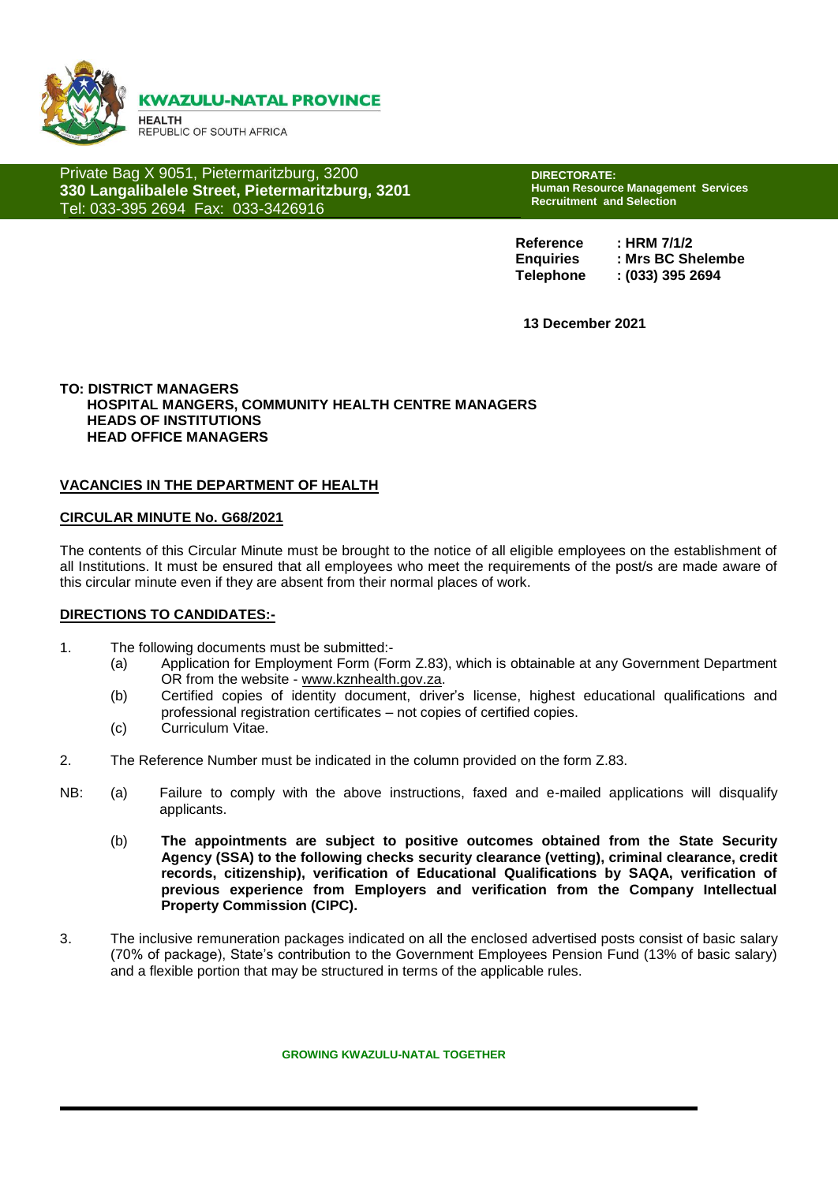**KWAZULU-NATAL PROVINCE**

HEALTH
REPUBLIC OF SOUTH AFRICA

Private Bag X 9051, Pietermaritzburg, 3200
**330 Langalibalele Street, Pietermaritzburg, 3201**
Tel: 033-395 2694 Fax: 033-3426916

**DIRECTORATE:**
**Human Resource Management Services**
**Recruitment and Selection**

**Reference : HRM 7/1/2**
**Enquiries : Mrs BC Shelembe**
**Telephone : (033) 395 2694**

**13 December 2021**

**TO: DISTRICT MANAGERS**
**HOSPITAL MANGERS, COMMUNITY HEALTH CENTRE MANAGERS**
**HEADS OF INSTITUTIONS**
**HEAD OFFICE MANAGERS**

**VACANCIES IN THE DEPARTMENT OF HEALTH**

**CIRCULAR MINUTE No. G68/2021**

The contents of this Circular Minute must be brought to the notice of all eligible employees on the establishment of all Institutions. It must be ensured that all employees who meet the requirements of the post/s are made aware of this circular minute even if they are absent from their normal places of work.

**DIRECTIONS TO CANDIDATES:-**

1. The following documents must be submitted:-
   - (a) Application for Employment Form (Form Z.83), which is obtainable at any Government Department OR from the website - www.kznhealth.gov.za.
   - (b) Certified copies of identity document, driver's license, highest educational qualifications and professional registration certificates – not copies of certified copies.
   - (c) Curriculum Vitae.

2. The Reference Number must be indicated in the column provided on the form Z.83.

NB: (a) Failure to comply with the above instructions, faxed and e-mailed applications will disqualify applicants.

(b) **The appointments are subject to positive outcomes obtained from the State Security Agency (SSA) to the following checks security clearance (vetting), criminal clearance, credit records, citizenship), verification of Educational Qualifications by SAQA, verification of previous experience from Employers and verification from the Company Intellectual Property Commission (CIPC).**

3. The inclusive remuneration packages indicated on all the enclosed advertised posts consist of basic salary (70% of package), State's contribution to the Government Employees Pension Fund (13% of basic salary) and a flexible portion that may be structured in terms of the applicable rules.

**GROWING KWAZULU-NATAL TOGETHER**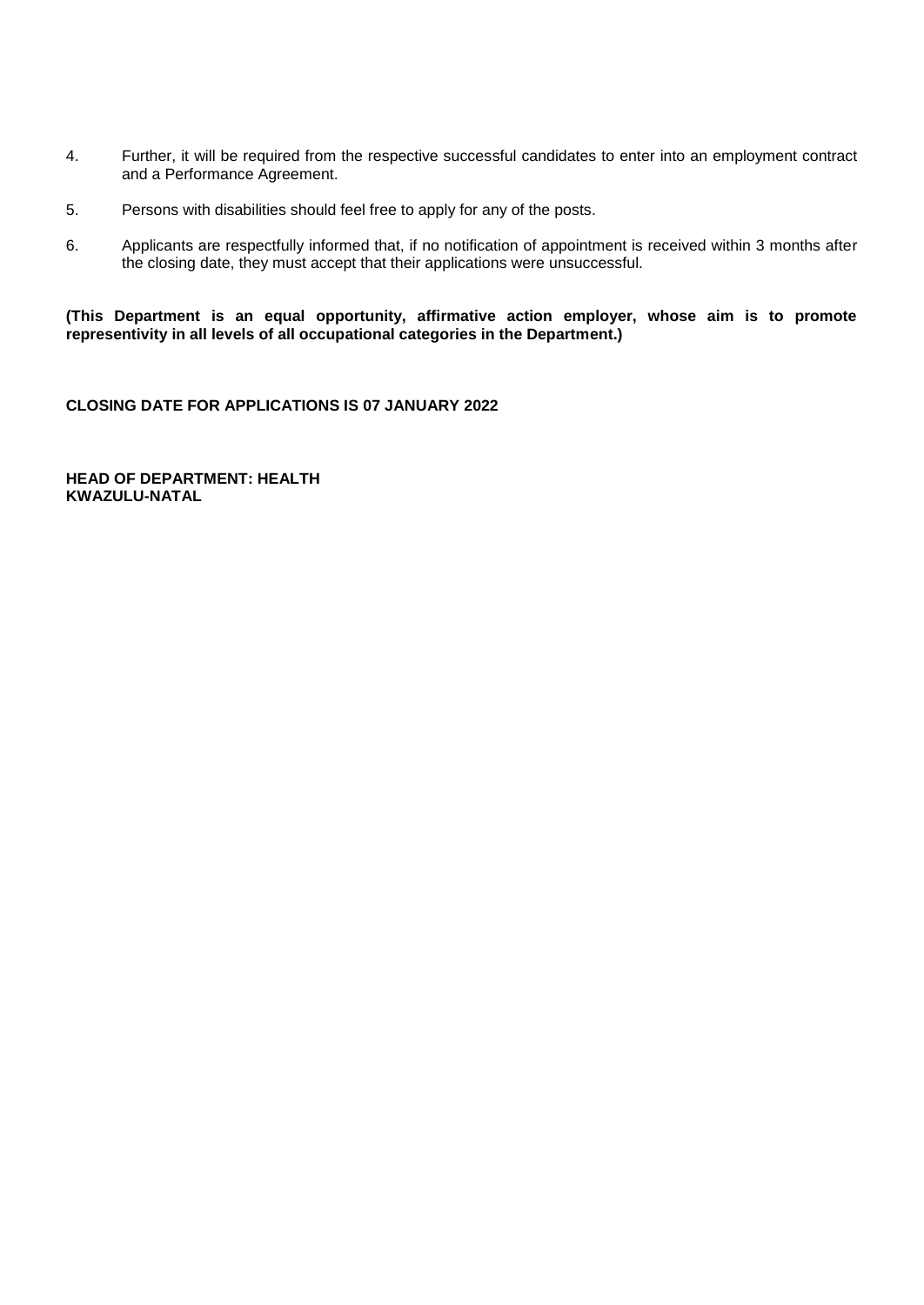4. Further, it will be required from the respective successful candidates to enter into an employment contract and a Performance Agreement.

5. Persons with disabilities should feel free to apply for any of the posts.

6. Applicants are respectfully informed that, if no notification of appointment is received within 3 months after the closing date, they must accept that their applications were unsuccessful.

**(This Department is an equal opportunity, affirmative action employer, whose aim is to promote representivity in all levels of all occupational categories in the Department.)**

**CLOSING DATE FOR APPLICATIONS IS 07 JANUARY 2022**

**HEAD OF DEPARTMENT: HEALTH**
**KWAZULU-NATAL**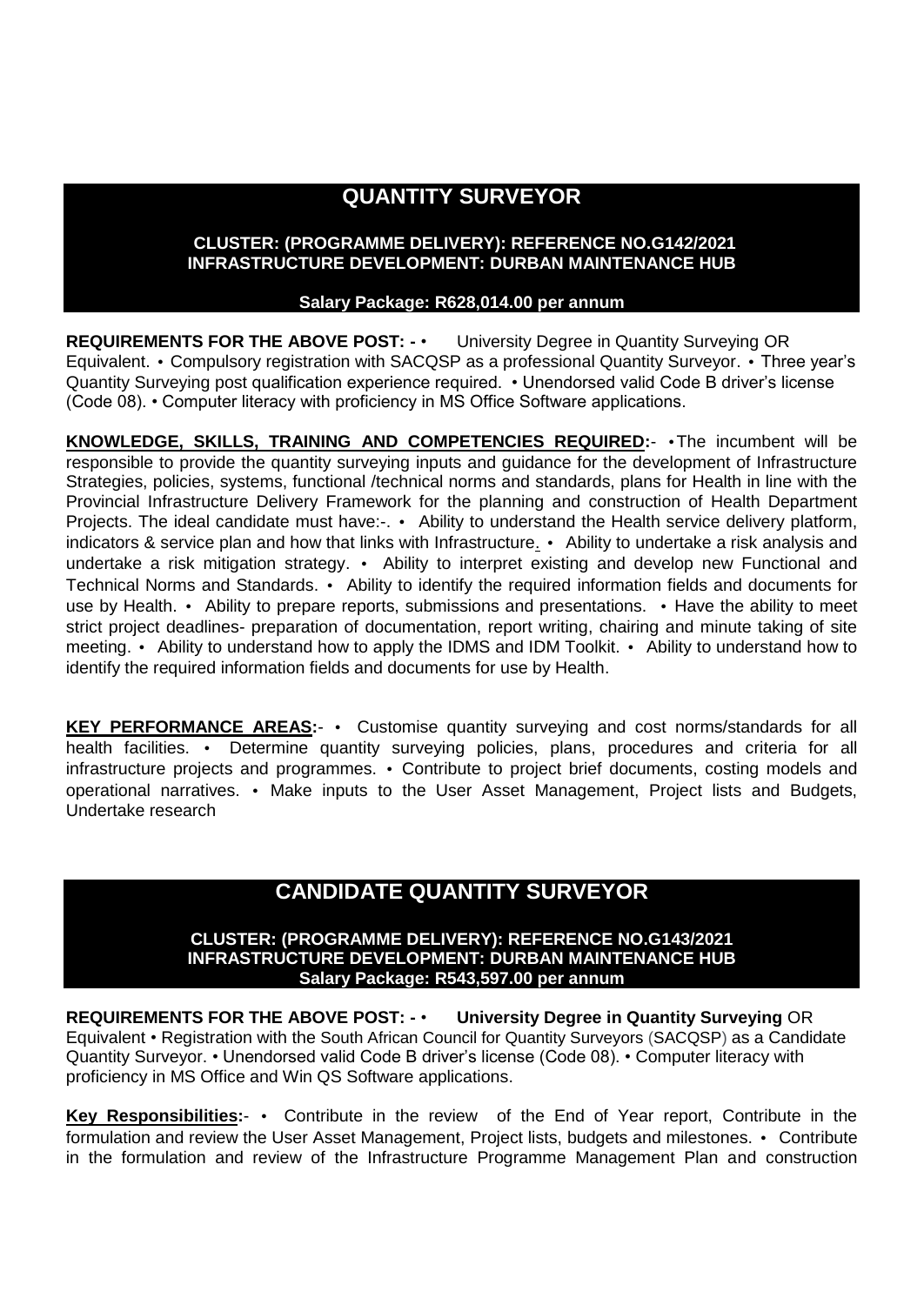## QUANTITY SURVEYOR

**CLUSTER: (PROGRAMME DELIVERY): REFERENCE NO.G142/2021**
**INFRASTRUCTURE DEVELOPMENT: DURBAN MAINTENANCE HUB**

**Salary Package: R628,014.00 per annum**

**REQUIREMENTS FOR THE ABOVE POST: -** • University Degree in Quantity Surveying OR Equivalent. • Compulsory registration with SACQSP as a professional Quantity Surveyor. • Three year's Quantity Surveying post qualification experience required. • Unendorsed valid Code B driver's license (Code 08). • Computer literacy with proficiency in MS Office Software applications.

**KNOWLEDGE, SKILLS, TRAINING AND COMPETENCIES REQUIRED:**- • The incumbent will be responsible to provide the quantity surveying inputs and guidance for the development of Infrastructure Strategies, policies, systems, functional /technical norms and standards, plans for Health in line with the Provincial Infrastructure Delivery Framework for the planning and construction of Health Department Projects. The ideal candidate must have:-. • Ability to understand the Health service delivery platform, indicators & service plan and how that links with Infrastructure. • Ability to undertake a risk analysis and undertake a risk mitigation strategy. • Ability to interpret existing and develop new Functional and Technical Norms and Standards. • Ability to identify the required information fields and documents for use by Health. • Ability to prepare reports, submissions and presentations. • Have the ability to meet strict project deadlines- preparation of documentation, report writing, chairing and minute taking of site meeting. • Ability to understand how to apply the IDMS and IDM Toolkit. • Ability to understand how to identify the required information fields and documents for use by Health.

**KEY PERFORMANCE AREAS:**- • Customise quantity surveying and cost norms/standards for all health facilities. • Determine quantity surveying policies, plans, procedures and criteria for all infrastructure projects and programmes. • Contribute to project brief documents, costing models and operational narratives. • Make inputs to the User Asset Management, Project lists and Budgets, Undertake research

## CANDIDATE QUANTITY SURVEYOR

**CLUSTER: (PROGRAMME DELIVERY): REFERENCE NO.G143/2021**
**INFRASTRUCTURE DEVELOPMENT: DURBAN MAINTENANCE HUB**
**Salary Package: R543,597.00 per annum**

**REQUIREMENTS FOR THE ABOVE POST: -** • **University Degree in Quantity Surveying** OR Equivalent • Registration with the South African Council for Quantity Surveyors (SACQSP) as a Candidate Quantity Surveyor. • Unendorsed valid Code B driver's license (Code 08). • Computer literacy with proficiency in MS Office and Win QS Software applications.

**Key Responsibilities:**- • Contribute in the review of the End of Year report, Contribute in the formulation and review the User Asset Management, Project lists, budgets and milestones. • Contribute in the formulation and review of the Infrastructure Programme Management Plan and construction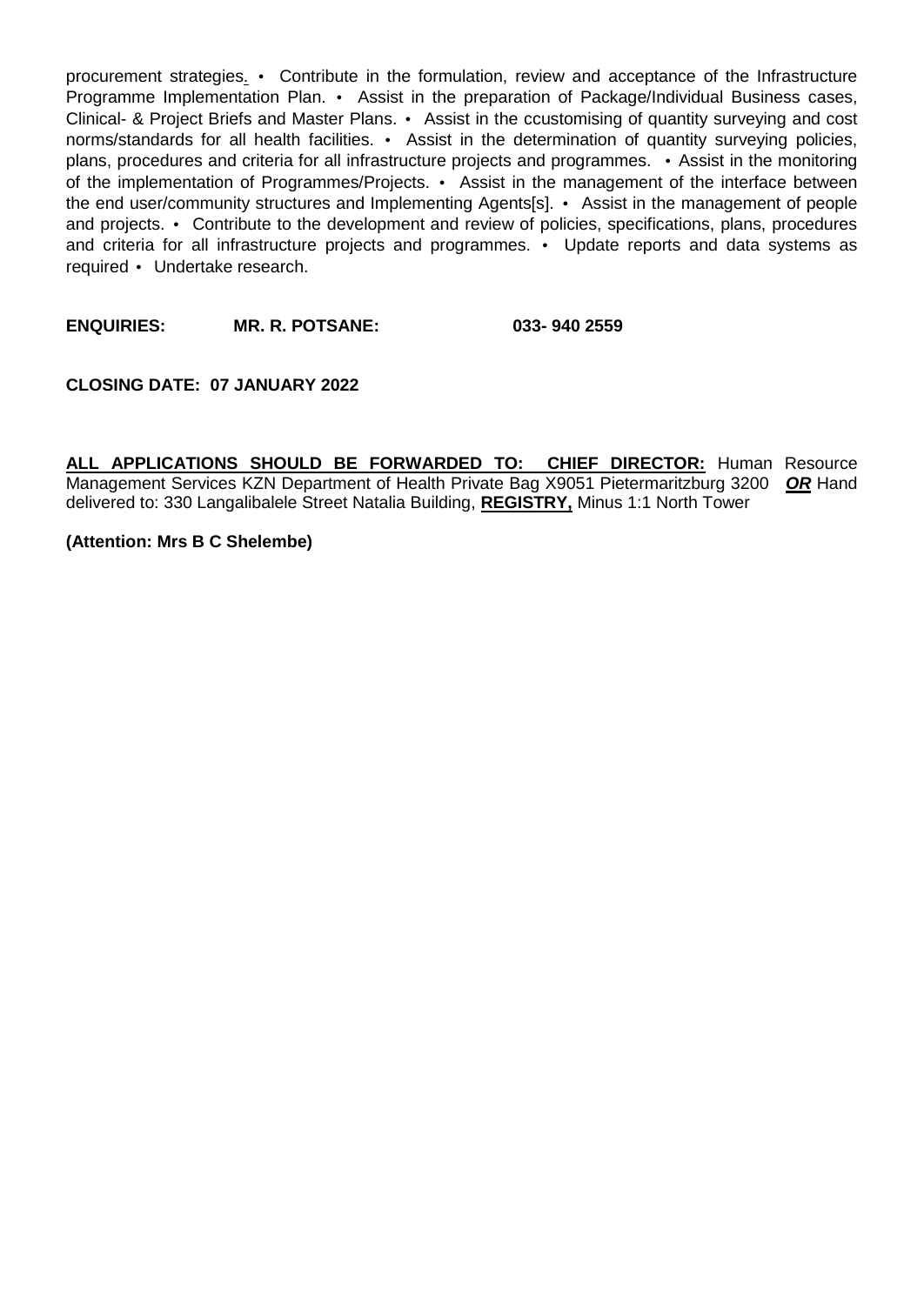procurement strategies. • Contribute in the formulation, review and acceptance of the Infrastructure Programme Implementation Plan. • Assist in the preparation of Package/Individual Business cases, Clinical- & Project Briefs and Master Plans. • Assist in the ccustomising of quantity surveying and cost norms/standards for all health facilities. • Assist in the determination of quantity surveying policies, plans, procedures and criteria for all infrastructure projects and programmes. • Assist in the monitoring of the implementation of Programmes/Projects. • Assist in the management of the interface between the end user/community structures and Implementing Agents[s]. • Assist in the management of people and projects. • Contribute to the development and review of policies, specifications, plans, procedures and criteria for all infrastructure projects and programmes. • Update reports and data systems as required • Undertake research.

**ENQUIRIES: MR. R. POTSANE: 033- 940 2559**

**CLOSING DATE: 07 JANUARY 2022**

**ALL APPLICATIONS SHOULD BE FORWARDED TO: CHIEF DIRECTOR:** Human Resource Management Services KZN Department of Health Private Bag X9051 Pietermaritzburg 3200 ***OR*** Hand delivered to: 330 Langalibalele Street Natalia Building, **REGISTRY,** Minus 1:1 North Tower

**(Attention: Mrs B C Shelembe)**